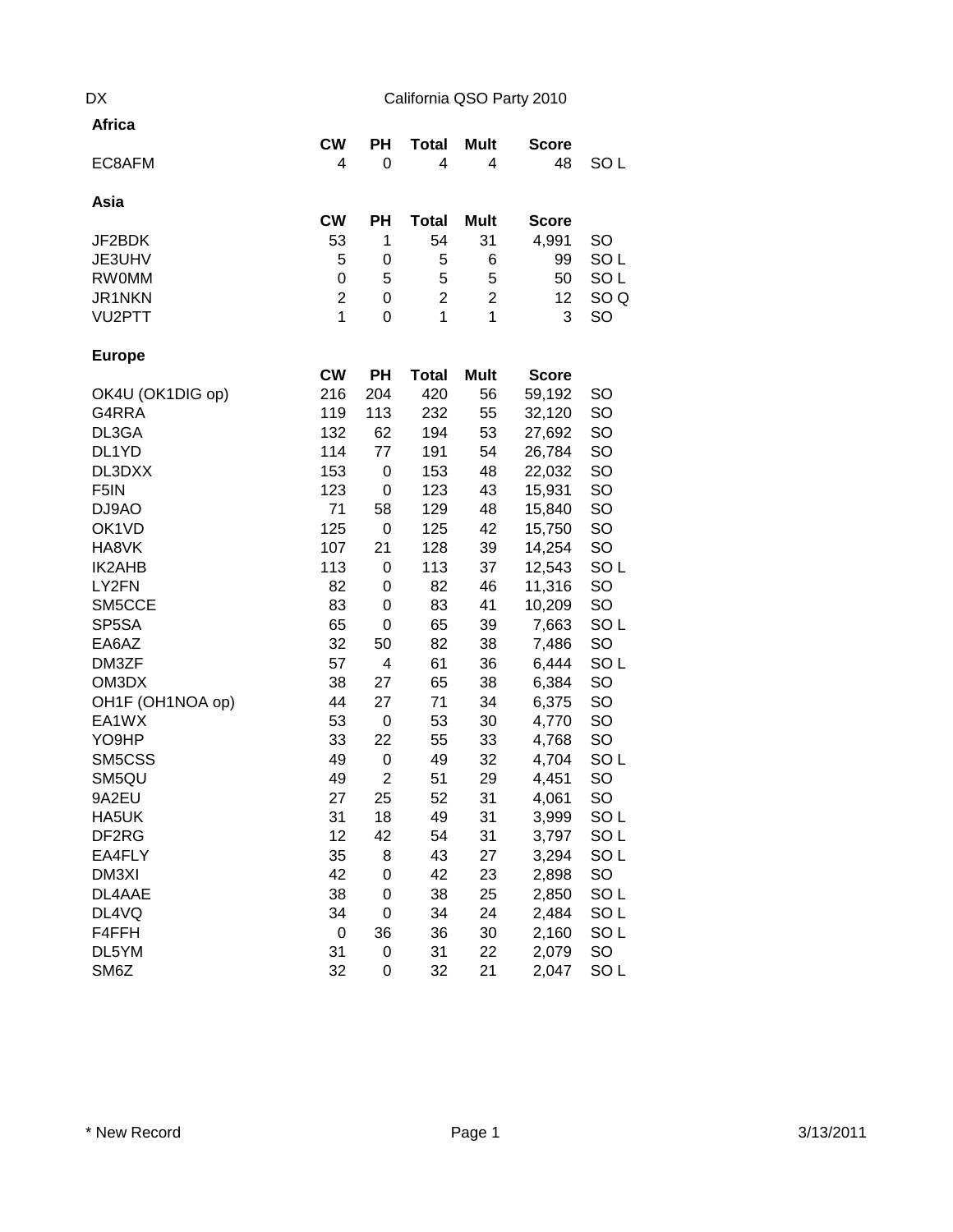DX

# California QSO Party 2010

## Africa

| | CW | PH | Total | Mult | Score | |
|---|---|---|---|---|---|---|
| EC8AFM | 4 | 0 | 4 | 4 | 48 | SO L |

## Asia

| | CW | PH | Total | Mult | Score | |
|---|---|---|---|---|---|---|
| JF2BDK | 53 | 1 | 54 | 31 | 4,991 | SO |
| JE3UHV | 5 | 0 | 5 | 6 | 99 | SO L |
| RW0MM | 0 | 5 | 5 | 5 | 50 | SO L |
| JR1NKN | 2 | 0 | 2 | 2 | 12 | SO Q |
| VU2PTT | 1 | 0 | 1 | 1 | 3 | SO |

## Europe

| | CW | PH | Total | Mult | Score | |
|---|---|---|---|---|---|---|
| OK4U (OK1DIG op) | 216 | 204 | 420 | 56 | 59,192 | SO |
| G4RRA | 119 | 113 | 232 | 55 | 32,120 | SO |
| DL3GA | 132 | 62 | 194 | 53 | 27,692 | SO |
| DL1YD | 114 | 77 | 191 | 54 | 26,784 | SO |
| DL3DXX | 153 | 0 | 153 | 48 | 22,032 | SO |
| F5IN | 123 | 0 | 123 | 43 | 15,931 | SO |
| DJ9AO | 71 | 58 | 129 | 48 | 15,840 | SO |
| OK1VD | 125 | 0 | 125 | 42 | 15,750 | SO |
| HA8VK | 107 | 21 | 128 | 39 | 14,254 | SO |
| IK2AHB | 113 | 0 | 113 | 37 | 12,543 | SO L |
| LY2FN | 82 | 0 | 82 | 46 | 11,316 | SO |
| SM5CCE | 83 | 0 | 83 | 41 | 10,209 | SO |
| SP5SA | 65 | 0 | 65 | 39 | 7,663 | SO L |
| EA6AZ | 32 | 50 | 82 | 38 | 7,486 | SO |
| DM3ZF | 57 | 4 | 61 | 36 | 6,444 | SO L |
| OM3DX | 38 | 27 | 65 | 38 | 6,384 | SO |
| OH1F (OH1NOA op) | 44 | 27 | 71 | 34 | 6,375 | SO |
| EA1WX | 53 | 0 | 53 | 30 | 4,770 | SO |
| YO9HP | 33 | 22 | 55 | 33 | 4,768 | SO |
| SM5CSS | 49 | 0 | 49 | 32 | 4,704 | SO L |
| SM5QU | 49 | 2 | 51 | 29 | 4,451 | SO |
| 9A2EU | 27 | 25 | 52 | 31 | 4,061 | SO |
| HA5UK | 31 | 18 | 49 | 31 | 3,999 | SO L |
| DF2RG | 12 | 42 | 54 | 31 | 3,797 | SO L |
| EA4FLY | 35 | 8 | 43 | 27 | 3,294 | SO L |
| DM3XI | 42 | 0 | 42 | 23 | 2,898 | SO |
| DL4AAE | 38 | 0 | 38 | 25 | 2,850 | SO L |
| DL4VQ | 34 | 0 | 34 | 24 | 2,484 | SO L |
| F4FFH | 0 | 36 | 36 | 30 | 2,160 | SO L |
| DL5YM | 31 | 0 | 31 | 22 | 2,079 | SO |
| SM6Z | 32 | 0 | 32 | 21 | 2,047 | SO L |

* New Record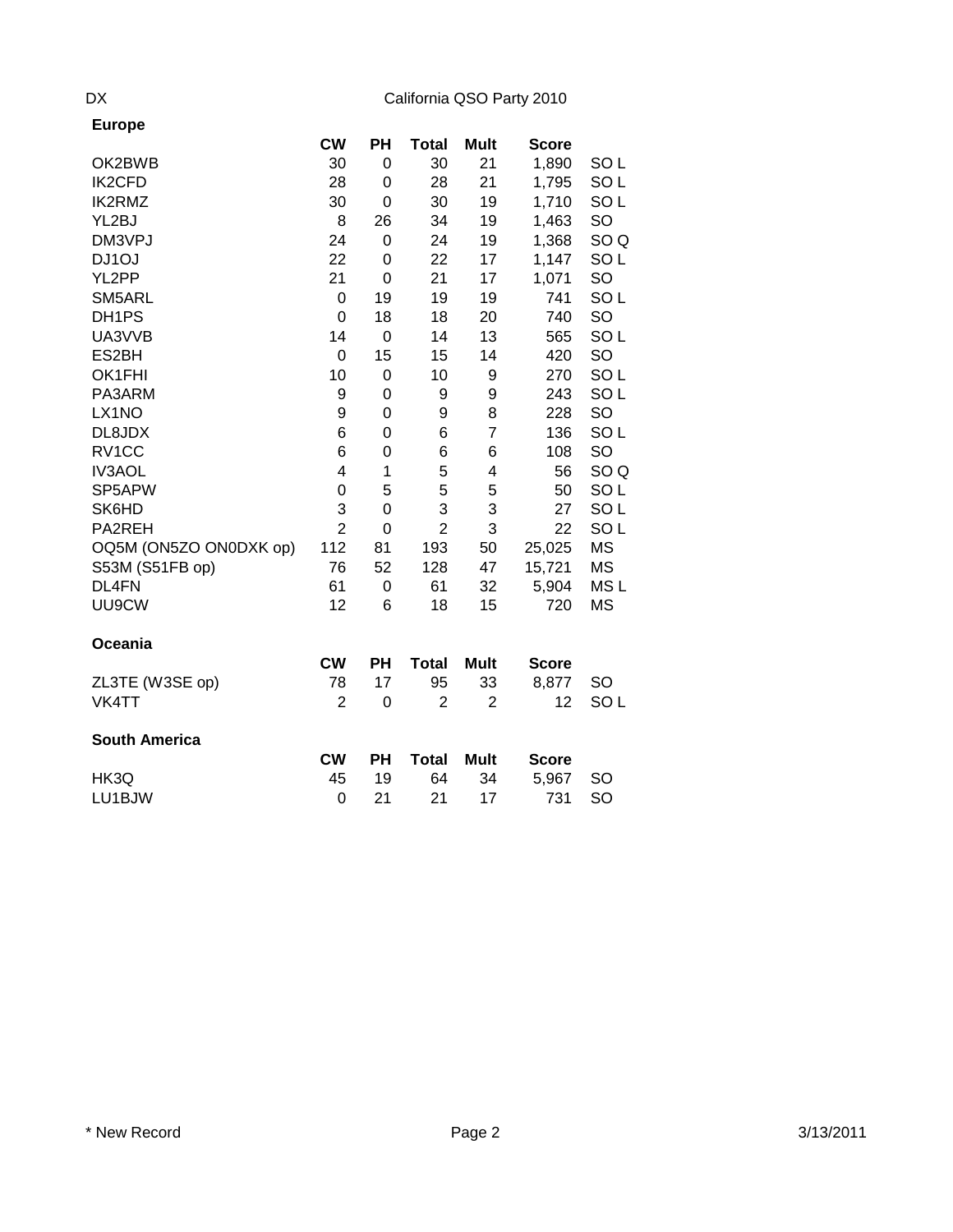DX

California QSO Party 2010

## Europe

| | CW | PH | Total | Mult | Score | |
|---|---|---|---|---|---|---|
| OK2BWB | 30 | 0 | 30 | 21 | 1,890 | SO L |
| IK2CFD | 28 | 0 | 28 | 21 | 1,795 | SO L |
| IK2RMZ | 30 | 0 | 30 | 19 | 1,710 | SO L |
| YL2BJ | 8 | 26 | 34 | 19 | 1,463 | SO |
| DM3VPJ | 24 | 0 | 24 | 19 | 1,368 | SO Q |
| DJ1OJ | 22 | 0 | 22 | 17 | 1,147 | SO L |
| YL2PP | 21 | 0 | 21 | 17 | 1,071 | SO |
| SM5ARL | 0 | 19 | 19 | 19 | 741 | SO L |
| DH1PS | 0 | 18 | 18 | 20 | 740 | SO |
| UA3VVB | 14 | 0 | 14 | 13 | 565 | SO L |
| ES2BH | 0 | 15 | 15 | 14 | 420 | SO |
| OK1FHI | 10 | 0 | 10 | 9 | 270 | SO L |
| PA3ARM | 9 | 0 | 9 | 9 | 243 | SO L |
| LX1NO | 9 | 0 | 9 | 8 | 228 | SO |
| DL8JDX | 6 | 0 | 6 | 7 | 136 | SO L |
| RV1CC | 6 | 0 | 6 | 6 | 108 | SO |
| IV3AOL | 4 | 1 | 5 | 4 | 56 | SO Q |
| SP5APW | 0 | 5 | 5 | 5 | 50 | SO L |
| SK6HD | 3 | 0 | 3 | 3 | 27 | SO L |
| PA2REH | 2 | 0 | 2 | 3 | 22 | SO L |
| OQ5M (ON5ZO ON0DXK op) | 112 | 81 | 193 | 50 | 25,025 | MS |
| S53M (S51FB op) | 76 | 52 | 128 | 47 | 15,721 | MS |
| DL4FN | 61 | 0 | 61 | 32 | 5,904 | MS L |
| UU9CW | 12 | 6 | 18 | 15 | 720 | MS |

## Oceania

| | CW | PH | Total | Mult | Score | |
|---|---|---|---|---|---|---|
| ZL3TE (W3SE op) | 78 | 17 | 95 | 33 | 8,877 | SO |
| VK4TT | 2 | 0 | 2 | 2 | 12 | SO L |

## South America

| | CW | PH | Total | Mult | Score | |
|---|---|---|---|---|---|---|
| HK3Q | 45 | 19 | 64 | 34 | 5,967 | SO |
| LU1BJW | 0 | 21 | 21 | 17 | 731 | SO |

* New Record